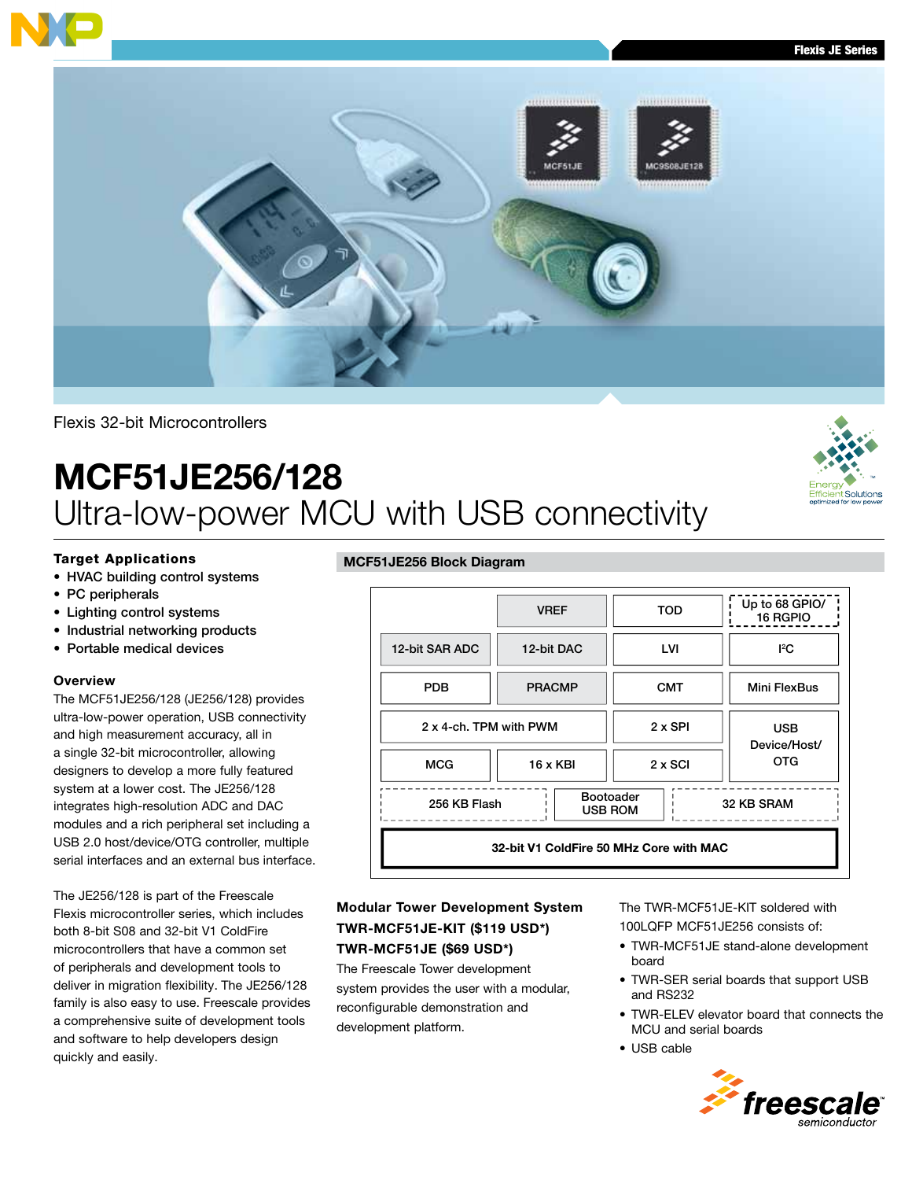Flexis 32-bit Microcontrollers

# MCF51JE256/128

## Ultra-low-power MCU with USB connectivity

### Target Applications

- HVAC building control systems
- PC peripherals
- Lighting control systems
- Industrial networking products
- Portable medical devices

### Overview

The MCF51JE256/128 (JE256/128) provides ultra-low-power operation, USB connectivity and high measurement accuracy, all in a single 32-bit microcontroller, allowing designers to develop a more fully featured system at a lower cost. The JE256/128 integrates high-resolution ADC and DAC modules and a rich peripheral set including a USB 2.0 host/device/OTG controller, multiple serial interfaces and an external bus interface.

The JE256/128 is part of the Freescale Flexis microcontroller series, which includes both 8-bit S08 and 32-bit V1 ColdFire microcontrollers that have a common set of peripherals and development tools to deliver in migration flexibility. The JE256/128 family is also easy to use. Freescale provides a comprehensive suite of development tools and software to help developers design quickly and easily.

### MCF51JE256 Block Diagram

| | | | |
|---|---|---|---|
| | VREF | TOD | Up to 68 GPIO/ 16 RGPIO |
| 12-bit SAR ADC | 12-bit DAC | LVI | I²C |
| PDB | PRACMP | CMT | Mini FlexBus |
| 2 x 4-ch. TPM with PWM | | 2 x SPI | USB Device/Host/ OTG |
| MCG | 16 x KBI | 2 x SCI | |
| 256 KB Flash | | Bootoader USB ROM | 32 KB SRAM |
| 32-bit V1 ColdFire 50 MHz Core with MAC | | | |

### Modular Tower Development System

**TWR-MCF51JE-KIT ($119 USD*)**

**TWR-MCF51JE ($69 USD*)**

The Freescale Tower development system provides the user with a modular, reconfigurable demonstration and development platform.

The TWR-MCF51JE-KIT soldered with 100LQFP MCF51JE256 consists of:

- TWR-MCF51JE stand-alone development board
- TWR-SER serial boards that support USB and RS232
- TWR-ELEV elevator board that connects the MCU and serial boards
- USB cable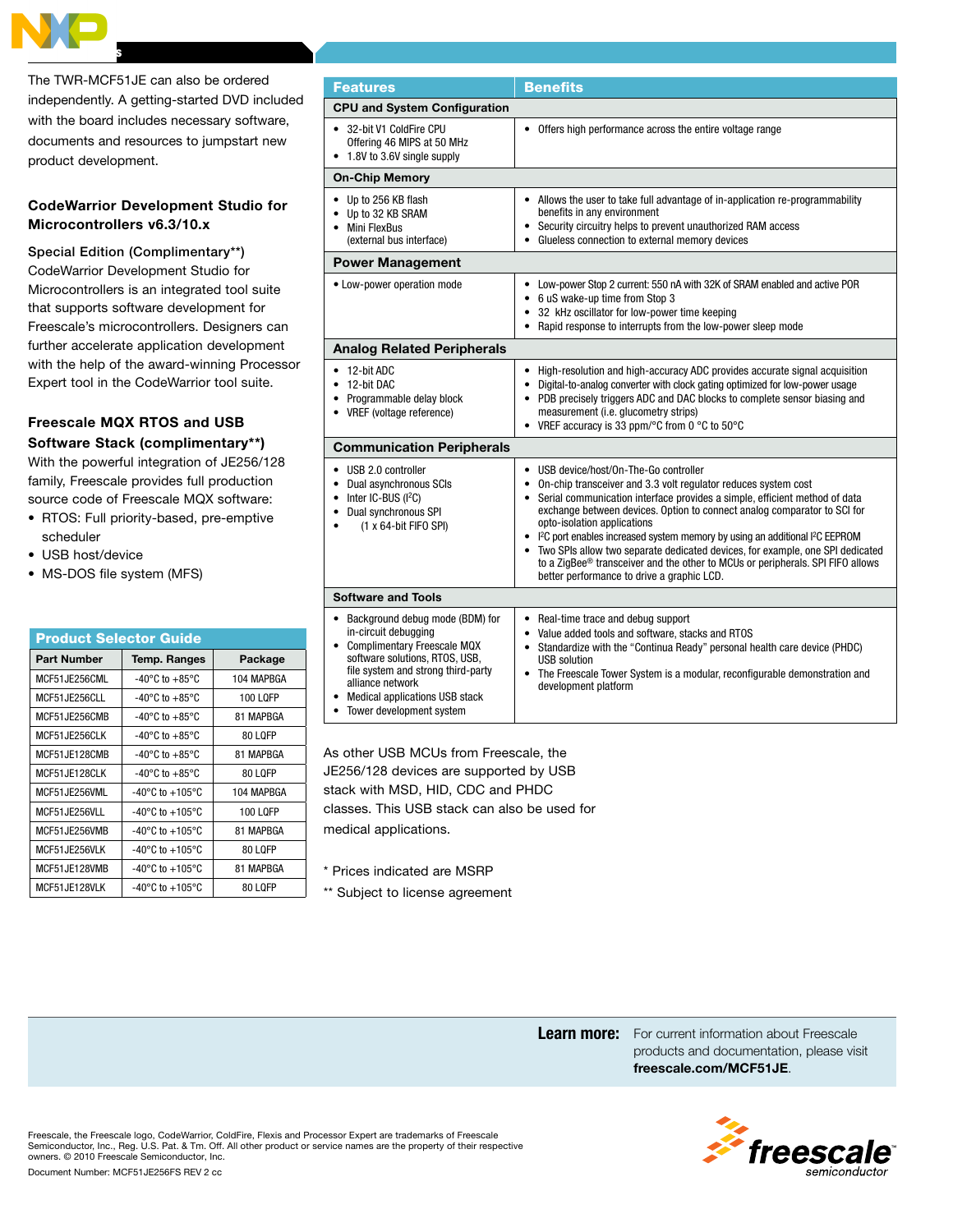The TWR-MCF51JE can also be ordered independently. A getting-started DVD included with the board includes necessary software, documents and resources to jumpstart new product development.

### CodeWarrior Development Studio for Microcontrollers v6.3/10.x

Special Edition (Complimentary**)
CodeWarrior Development Studio for Microcontrollers is an integrated tool suite that supports software development for Freescale's microcontrollers. Designers can further accelerate application development with the help of the award-winning Processor Expert tool in the CodeWarrior tool suite.

### Freescale MQX RTOS and USB Software Stack (complimentary**)

With the powerful integration of JE256/128 family, Freescale provides full production source code of Freescale MQX software:

- RTOS: Full priority-based, pre-emptive scheduler
- USB host/device
- MS-DOS file system (MFS)

### Product Selector Guide

| Part Number | Temp. Ranges | Package |
|---|---|---|
| MCF51JE256CML | -40°C to +85°C | 104 MAPBGA |
| MCF51JE256CLL | -40°C to +85°C | 100 LQFP |
| MCF51JE256CMB | -40°C to +85°C | 81 MAPBGA |
| MCF51JE256CLK | -40°C to +85°C | 80 LQFP |
| MCF51JE128CMB | -40°C to +85°C | 81 MAPBGA |
| MCF51JE128CLK | -40°C to +85°C | 80 LQFP |
| MCF51JE256VML | -40°C to +105°C | 104 MAPBGA |
| MCF51JE256VLL | -40°C to +105°C | 100 LQFP |
| MCF51JE256VMB | -40°C to +105°C | 81 MAPBGA |
| MCF51JE256VLK | -40°C to +105°C | 80 LQFP |
| MCF51JE128VMB | -40°C to +105°C | 81 MAPBGA |
| MCF51JE128VLK | -40°C to +105°C | 80 LQFP |

| Features | Benefits |
|---|---|
| **CPU and System Configuration** | |
| • 32-bit V1 ColdFire CPU Offering 46 MIPS at 50 MHz<br>• 1.8V to 3.6V single supply | • Offers high performance across the entire voltage range |
| **On-Chip Memory** | |
| • Up to 256 KB flash<br>• Up to 32 KB SRAM<br>• Mini FlexBus (external bus interface) | • Allows the user to take full advantage of in-application re-programmability benefits in any environment<br>• Security circuitry helps to prevent unauthorized RAM access<br>• Glueless connection to external memory devices |
| **Power Management** | |
| • Low-power operation mode | • Low-power Stop 2 current: 550 nA with 32K of SRAM enabled and active POR<br>• 6 uS wake-up time from Stop 3<br>• 32 kHz oscillator for low-power time keeping<br>• Rapid response to interrupts from the low-power sleep mode |
| **Analog Related Peripherals** | |
| • 12-bit ADC<br>• 12-bit DAC<br>• Programmable delay block<br>• VREF (voltage reference) | • High-resolution and high-accuracy ADC provides accurate signal acquisition<br>• Digital-to-analog converter with clock gating optimized for low-power usage<br>• PDB precisely triggers ADC and DAC blocks to complete sensor biasing and measurement (i.e. glucometry strips)<br>• VREF accuracy is 33 ppm/°C from 0 °C to 50°C |
| **Communication Peripherals** | |
| • USB 2.0 controller<br>• Dual asynchronous SCIs<br>• Inter IC-BUS (I²C)<br>• Dual synchronous SPI<br>• (1 x 64-bit FIFO SPI) | • USB device/host/On-The-Go controller<br>• On-chip transceiver and 3.3 volt regulator reduces system cost<br>• Serial communication interface provides a simple, efficient method of data exchange between devices. Option to connect analog comparator to SCI for opto-isolation applications<br>• I²C port enables increased system memory by using an additional I²C EEPROM<br>• Two SPIs allow two separate dedicated devices, for example, one SPI dedicated to a ZigBee® transceiver and the other to MCUs or peripherals. SPI FIFO allows better performance to drive a graphic LCD. |
| **Software and Tools** | |
| • Background debug mode (BDM) for in-circuit debugging<br>• Complimentary Freescale MQX software solutions, RTOS, USB, file system and strong third-party alliance network<br>• Medical applications USB stack<br>• Tower development system | • Real-time trace and debug support<br>• Value added tools and software, stacks and RTOS<br>• Standardize with the "Continua Ready" personal health care device (PHDC) USB solution<br>• The Freescale Tower System is a modular, reconfigurable demonstration and development platform |

As other USB MCUs from Freescale, the JE256/128 devices are supported by USB stack with MSD, HID, CDC and PHDC classes. This USB stack can also be used for medical applications.

\* Prices indicated are MSRP

** Subject to license agreement

**Learn more:** For current information about Freescale products and documentation, please visit **freescale.com/MCF51JE**.

Freescale, the Freescale logo, CodeWarrior, ColdFire, Flexis and Processor Expert are trademarks of Freescale Semiconductor, Inc., Reg. U.S. Pat. & Tm. Off. All other product or service names are the property of their respective owners. © 2010 Freescale Semiconductor, Inc.

Document Number: MCF51JE256FS REV 2 cc